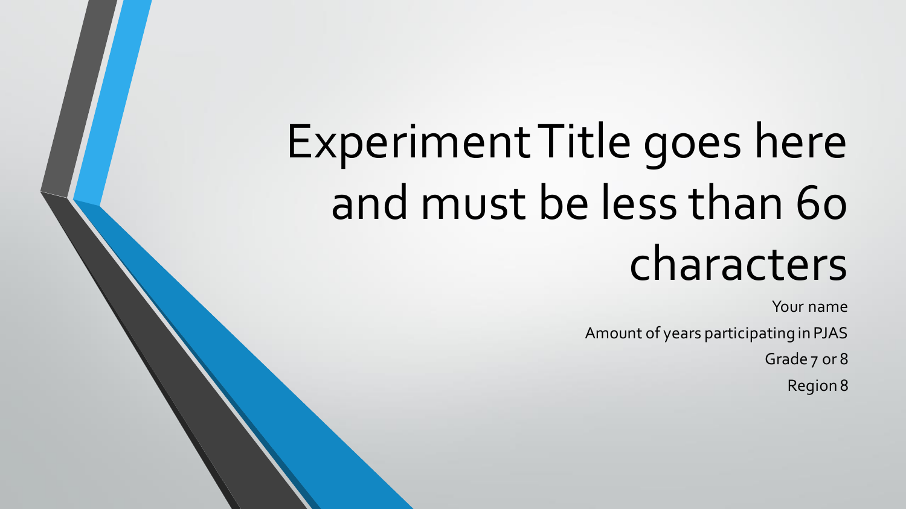# Experiment Title goes here and must be less than 60 characters

Your name

Amount of years participating in PJAS

Grade 7 or 8

Region 8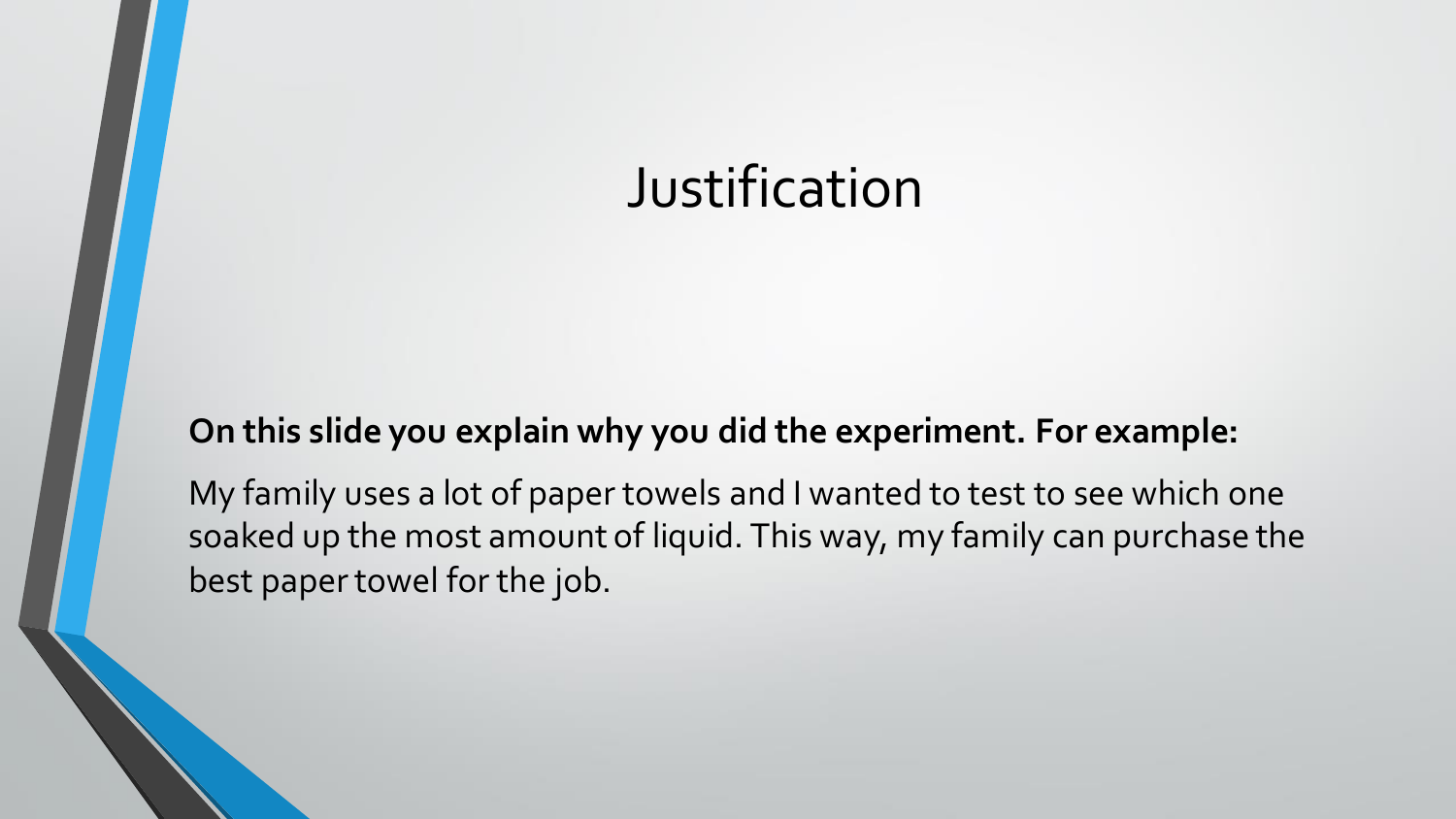# Justification

**On this slide you explain why you did the experiment. For example:**

My family uses a lot of paper towels and I wanted to test to see which one soaked up the most amount of liquid. This way, my family can purchase the best paper towel for the job.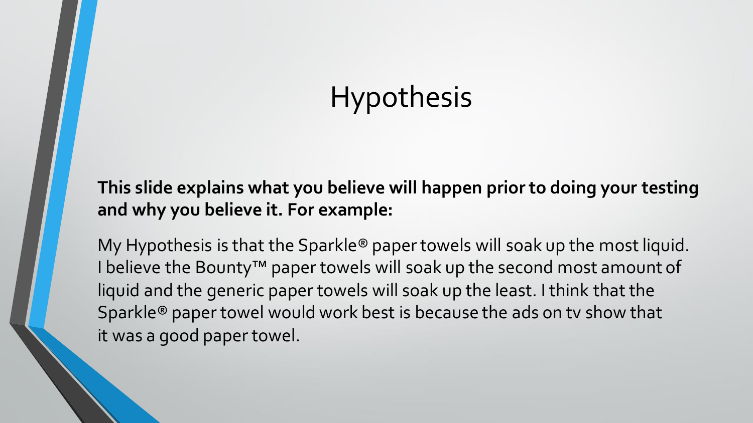# Hypothesis

**This slide explains what you believe will happen prior to doing your testing and why you believe it. For example:**

My Hypothesis is that the Sparkle® paper towels will soak up the most liquid. I believe the Bounty™ paper towels will soak up the second most amount of liquid and the generic paper towels will soak up the least. I think that the Sparkle® paper towel would work best is because the ads on tv show that it was a good paper towel.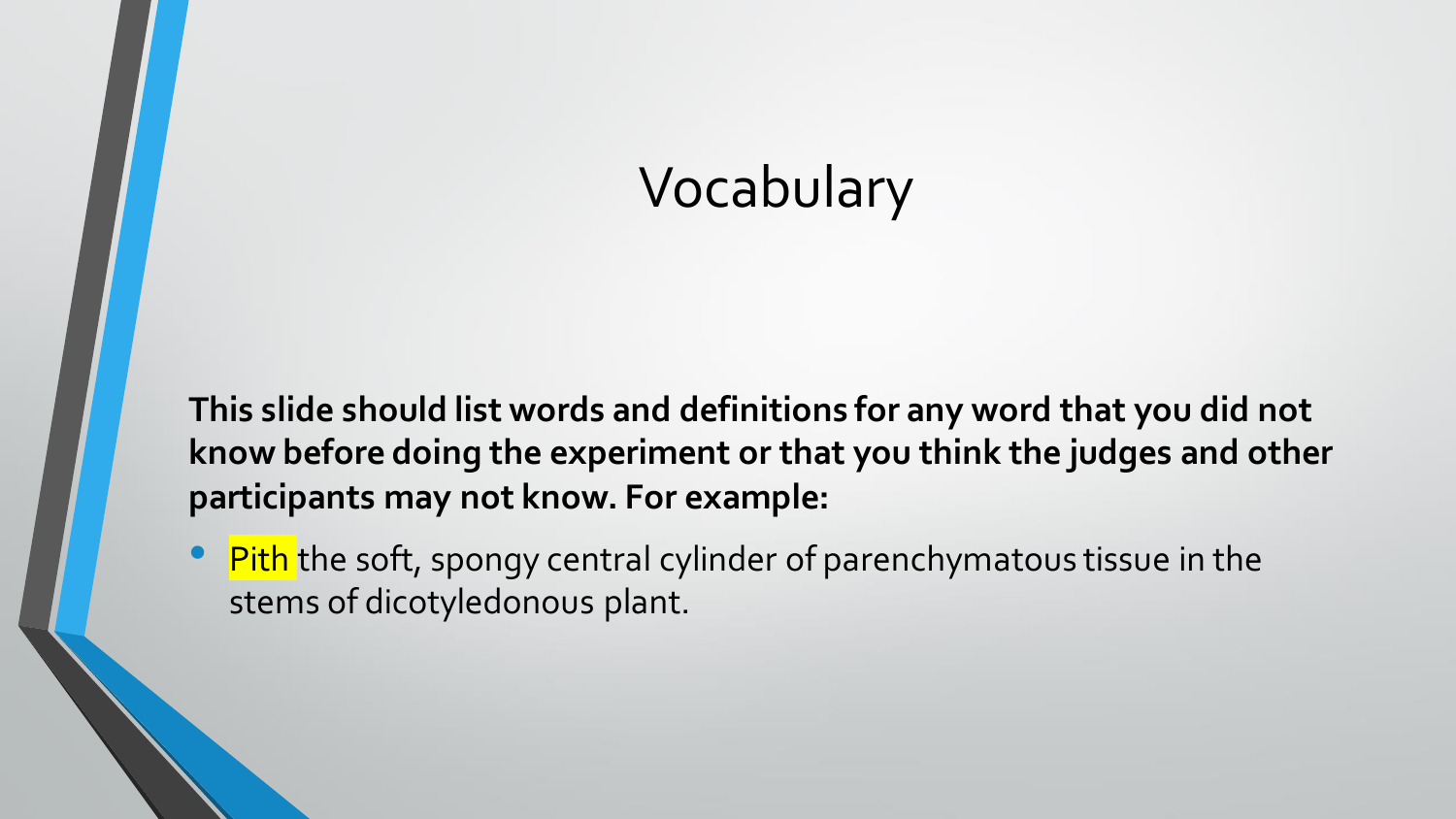# Vocabulary

**This slide should list words and definitions for any word that you did not know before doing the experiment or that you think the judges and other participants may not know. For example:**

- Pith the soft, spongy central cylinder of parenchymatous tissue in the stems of dicotyledonous plant.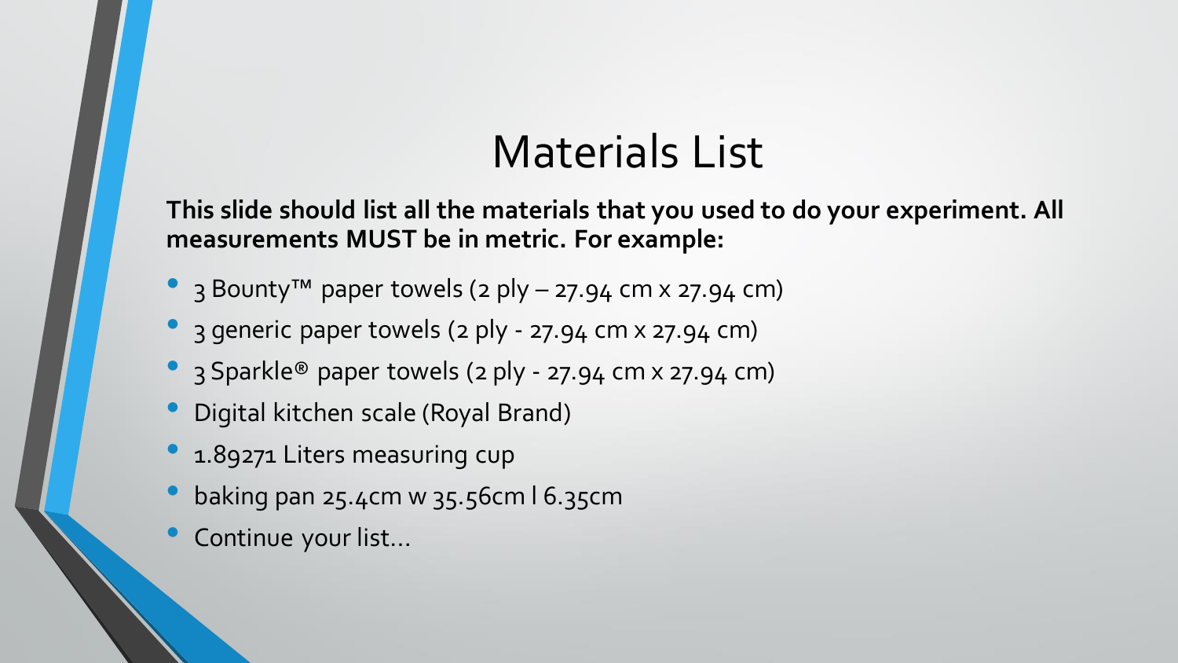# Materials List

**This slide should list all the materials that you used to do your experiment. All measurements MUST be in metric. For example:**

- 3 Bounty™ paper towels (2 ply – 27.94 cm x 27.94 cm)
- 3 generic paper towels (2 ply - 27.94 cm x 27.94 cm)
- 3 Sparkle® paper towels (2 ply - 27.94 cm x 27.94 cm)
- Digital kitchen scale (Royal Brand)
- 1.89271 Liters measuring cup
- baking pan 25.4cm w 35.56cm l 6.35cm
- Continue your list…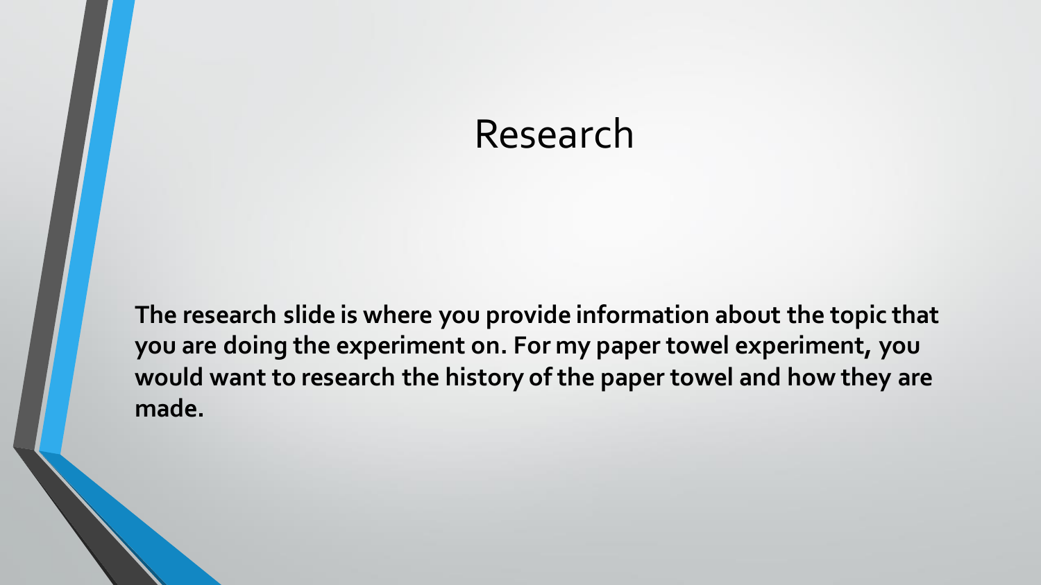# Research

**The research slide is where you provide information about the topic that you are doing the experiment on. For my paper towel experiment, you would want to research the history of the paper towel and how they are made.**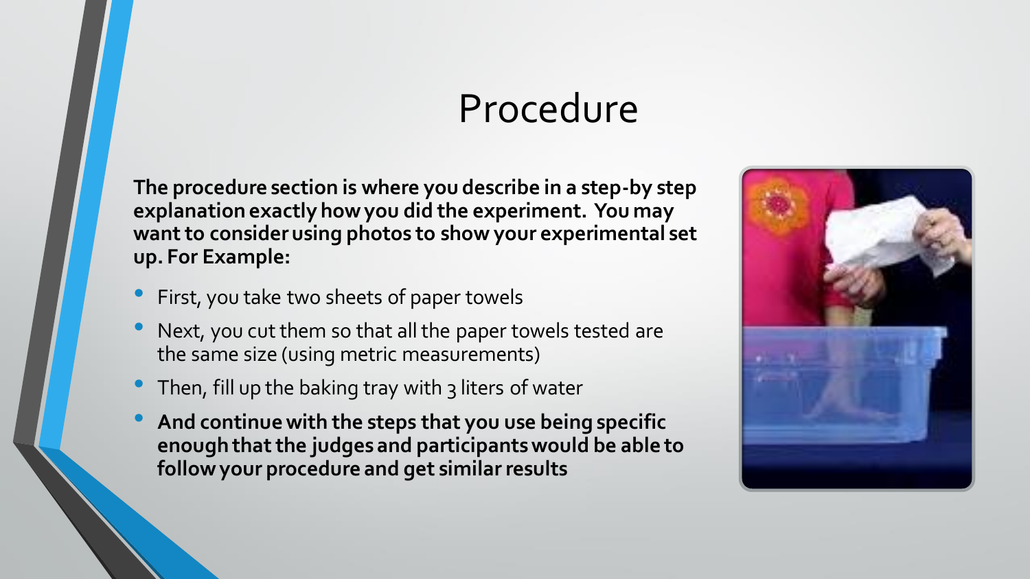# Procedure

**The procedure section is where you describe in a step-by step explanation exactly how you did the experiment. You may want to consider using photos to show your experimental set up. For Example:**

- First, you take two sheets of paper towels
- Next, you cut them so that all the paper towels tested are the same size (using metric measurements)
- Then, fill up the baking tray with 3 liters of water
- **And continue with the steps that you use being specific enough that the judges and participants would be able to follow your procedure and get similar results**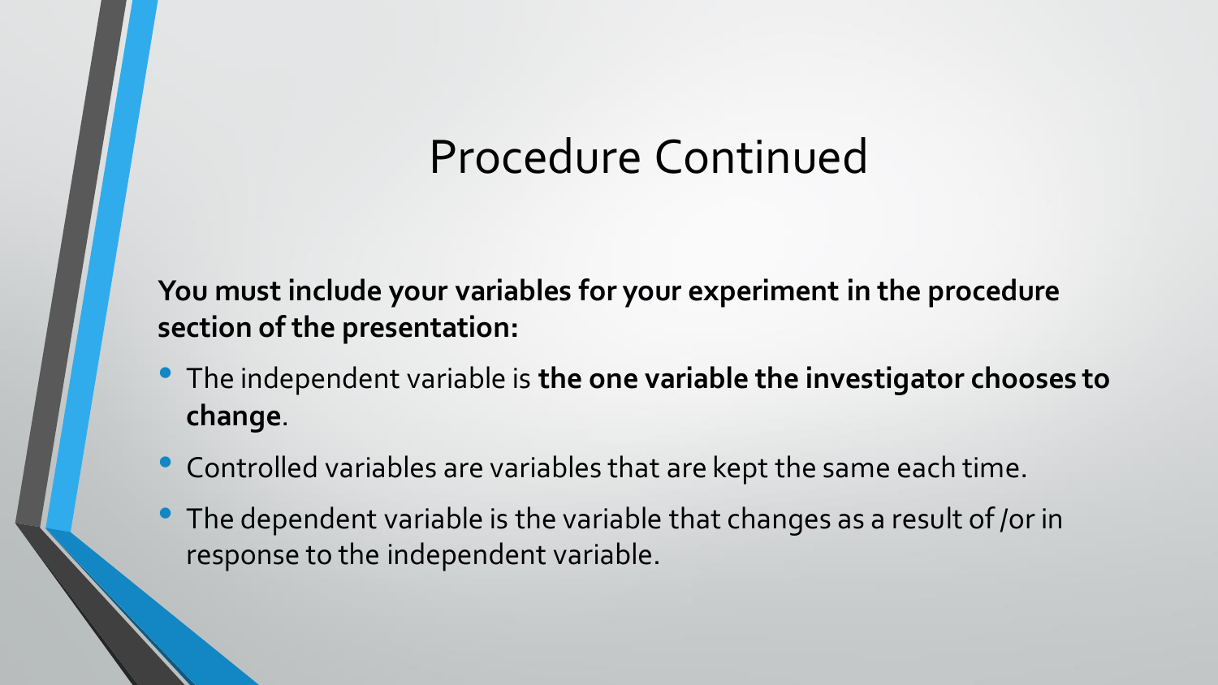# Procedure Continued

**You must include your variables for your experiment in the procedure section of the presentation:**

- The independent variable is **the one variable the investigator chooses to change**.
- Controlled variables are variables that are kept the same each time.
- The dependent variable is the variable that changes as a result of /or in response to the independent variable.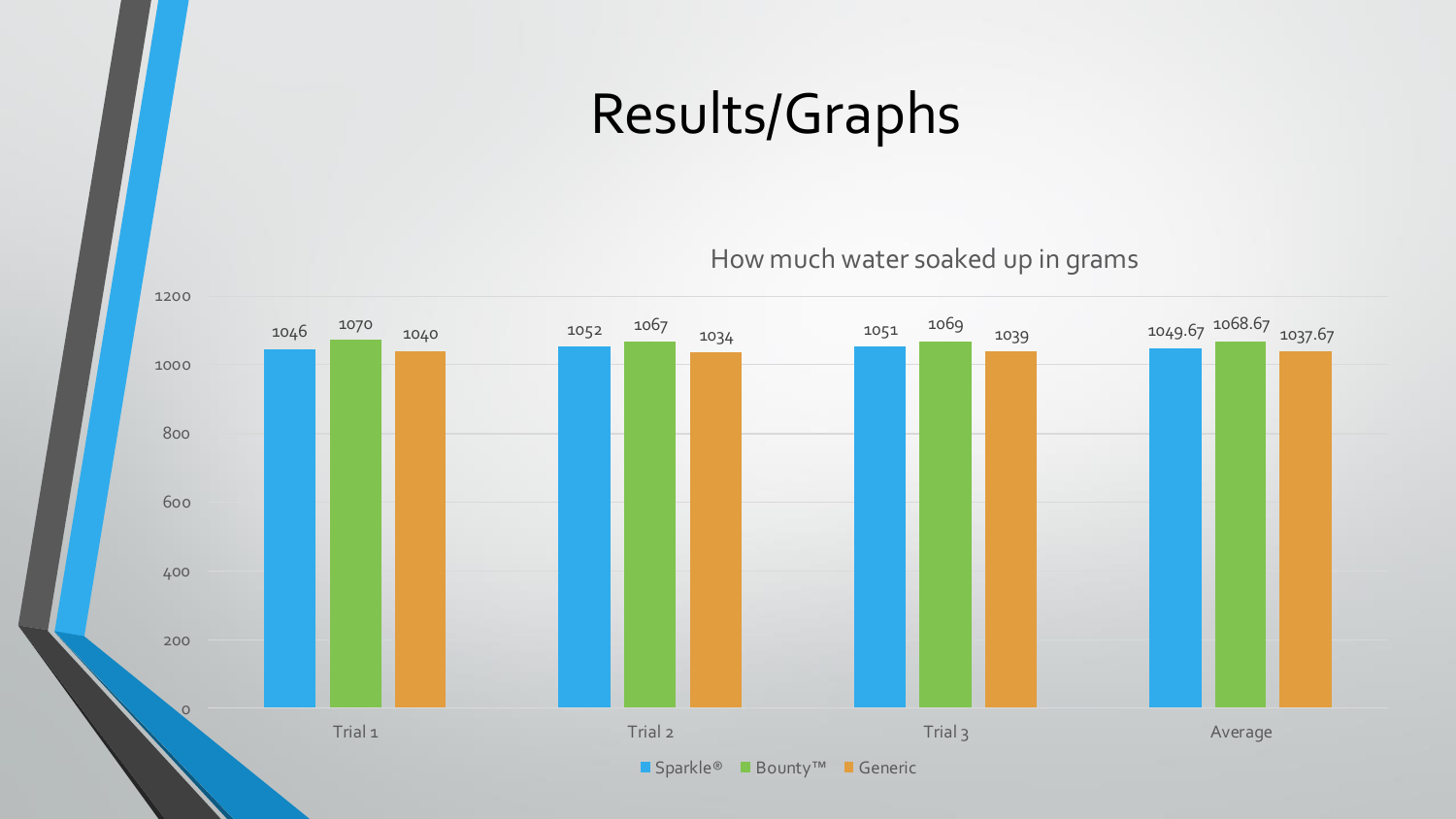# Results/Graphs

How much water soaked up in grams

| | Sparkle® | Bounty™ | Generic |
|---|---|---|---|
| Trial 1 | 1046 | 1070 | 1040 |
| Trial 2 | 1052 | 1067 | 1034 |
| Trial 3 | 1051 | 1069 | 1039 |
| Average | 1049.67 | 1068.67 | 1037.67 |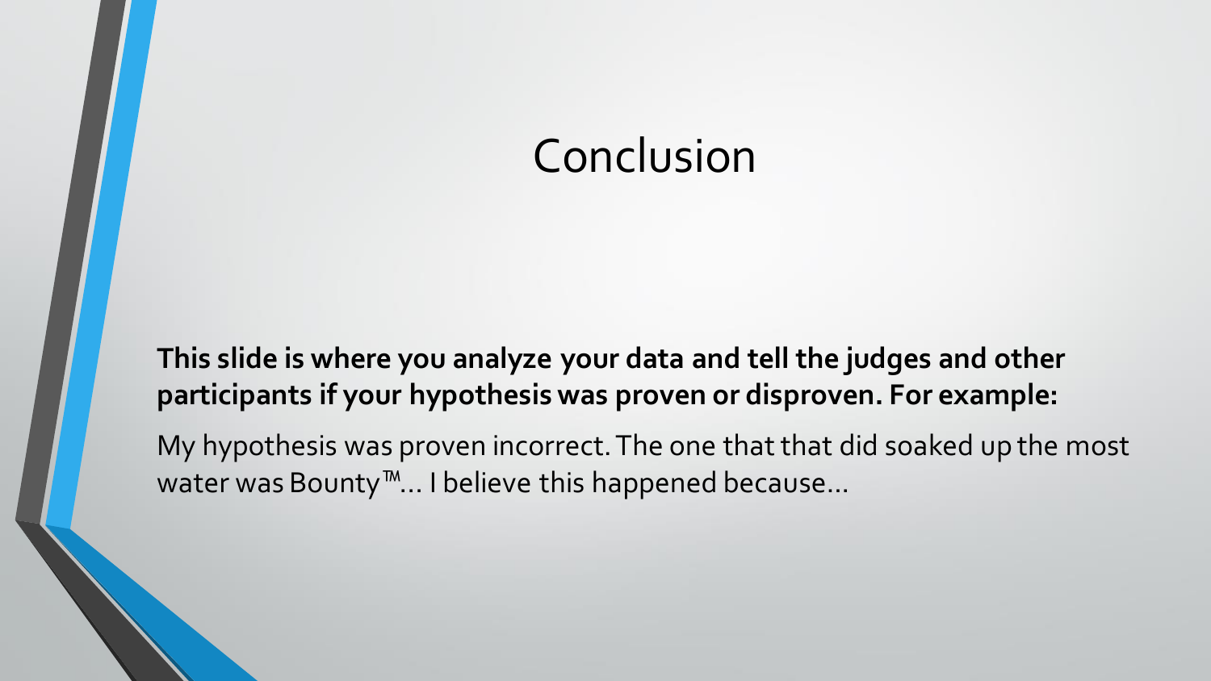# Conclusion

**This slide is where you analyze your data and tell the judges and other participants if your hypothesis was proven or disproven. For example:**

My hypothesis was proven incorrect. The one that that did soaked up the most water was Bounty™… I believe this happened because…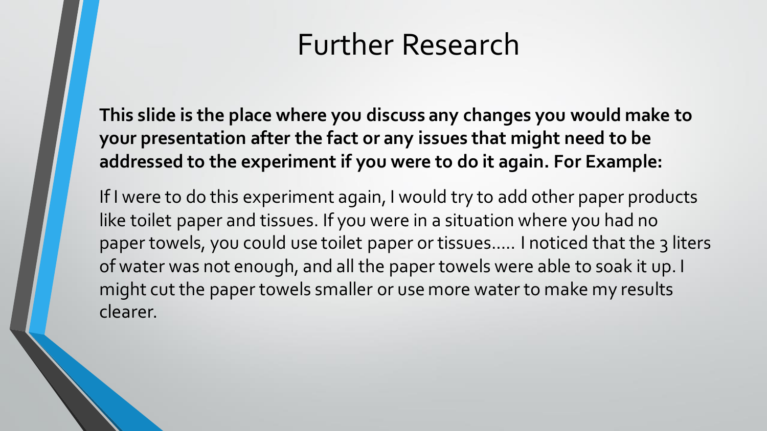# Further Research

**This slide is the place where you discuss any changes you would make to your presentation after the fact or any issues that might need to be addressed to the experiment if you were to do it again. For Example:**

If I were to do this experiment again, I would try to add other paper products like toilet paper and tissues. If you were in a situation where you had no paper towels, you could use toilet paper or tissues….. I noticed that the 3 liters of water was not enough, and all the paper towels were able to soak it up. I might cut the paper towels smaller or use more water to make my results clearer.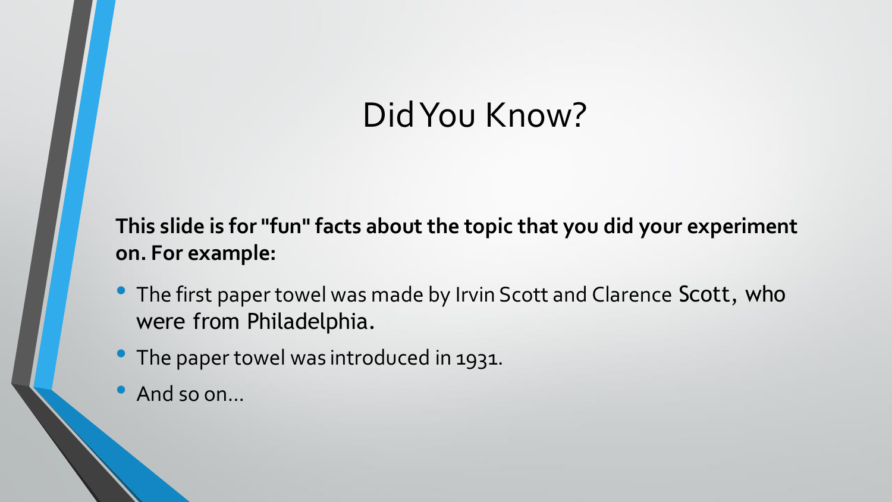# Did You Know?

**This slide is for "fun" facts about the topic that you did your experiment on. For example:**

- The first paper towel was made by Irvin Scott and Clarence Scott, who were from Philadelphia.
- The paper towel was introduced in 1931.
- And so on...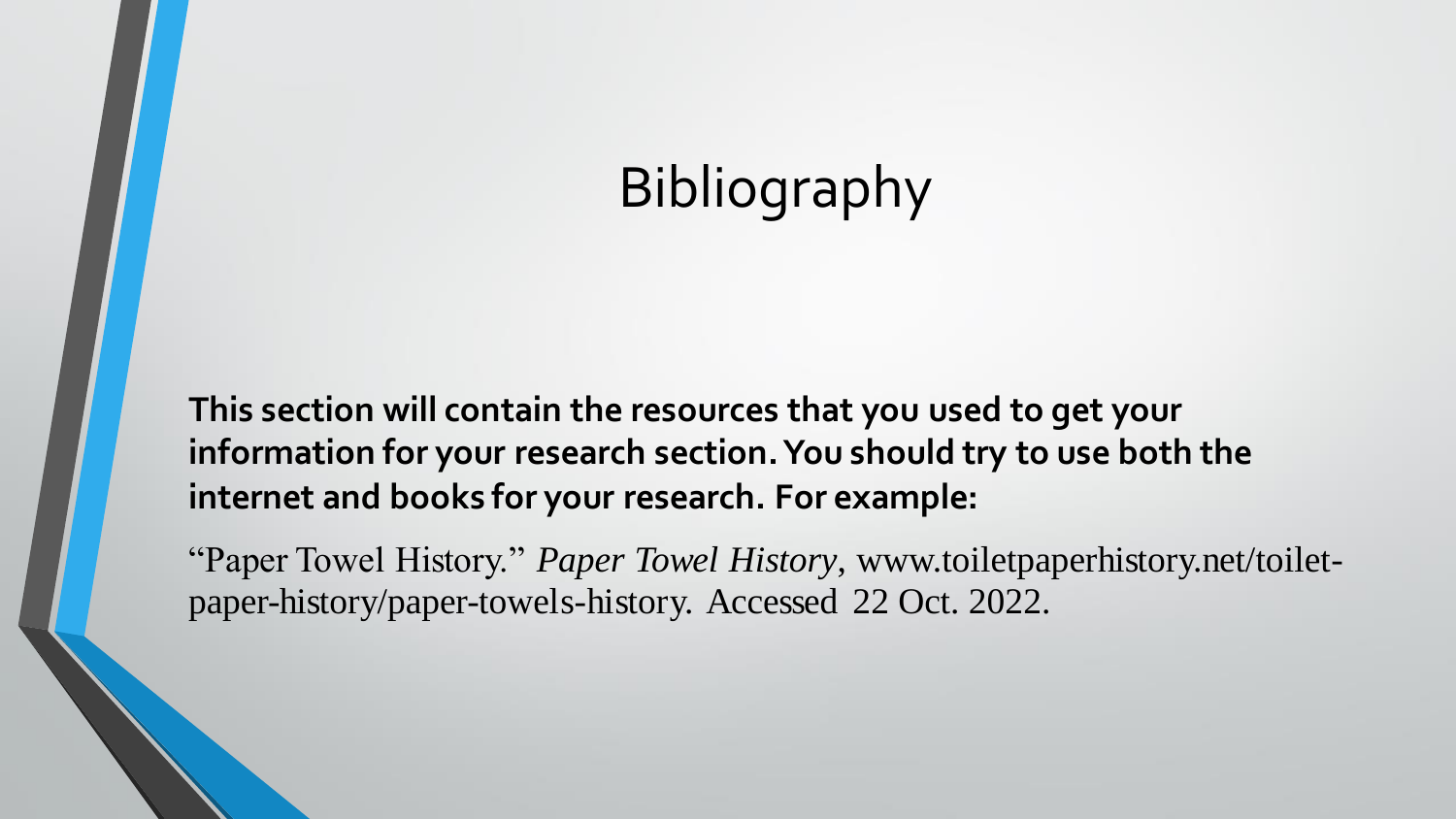# Bibliography

**This section will contain the resources that you used to get your information for your research section. You should try to use both the internet and books for your research. For example:**

"Paper Towel History." *Paper Towel History*, www.toiletpaperhistory.net/toilet-paper-history/paper-towels-history. Accessed 22 Oct. 2022.